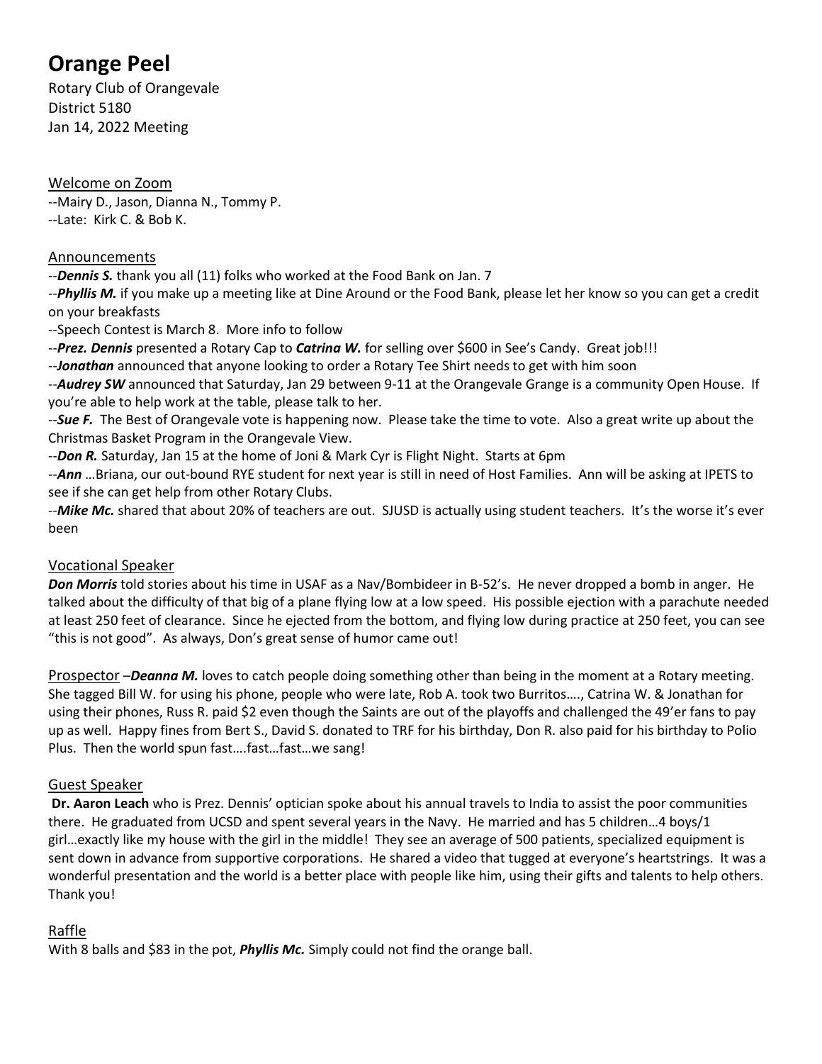# Orange Peel

Rotary Club of Orangevale
District 5180
Jan 14, 2022 Meeting

## Welcome on Zoom

--Mairy D., Jason, Dianna N., Tommy P.
--Late: Kirk C. & Bob K.

## Announcements

--***Dennis S.*** thank you all (11) folks who worked at the Food Bank on Jan. 7
--***Phyllis M.*** if you make up a meeting like at Dine Around or the Food Bank, please let her know so you can get a credit on your breakfasts
--Speech Contest is March 8. More info to follow
--***Prez. Dennis*** presented a Rotary Cap to ***Catrina W.*** for selling over $600 in See's Candy. Great job!!!
--***Jonathan*** announced that anyone looking to order a Rotary Tee Shirt needs to get with him soon
--***Audrey SW*** announced that Saturday, Jan 29 between 9-11 at the Orangevale Grange is a community Open House. If you're able to help work at the table, please talk to her.
--***Sue F.*** The Best of Orangevale vote is happening now. Please take the time to vote. Also a great write up about the Christmas Basket Program in the Orangevale View.
--***Don R.*** Saturday, Jan 15 at the home of Joni & Mark Cyr is Flight Night. Starts at 6pm
--***Ann*** …Briana, our out-bound RYE student for next year is still in need of Host Families. Ann will be asking at IPETS to see if she can get help from other Rotary Clubs.
--***Mike Mc.*** shared that about 20% of teachers are out. SJUSD is actually using student teachers. It's the worse it's ever been

## Vocational Speaker

***Don Morris*** told stories about his time in USAF as a Nav/Bombideer in B-52's. He never dropped a bomb in anger. He talked about the difficulty of that big of a plane flying low at a low speed. His possible ejection with a parachute needed at least 250 feet of clearance. Since he ejected from the bottom, and flying low during practice at 250 feet, you can see "this is not good". As always, Don's great sense of humor came out!

Prospector –***Deanna M.*** loves to catch people doing something other than being in the moment at a Rotary meeting. She tagged Bill W. for using his phone, people who were late, Rob A. took two Burritos…., Catrina W. & Jonathan for using their phones, Russ R. paid $2 even though the Saints are out of the playoffs and challenged the 49'er fans to pay up as well. Happy fines from Bert S., David S. donated to TRF for his birthday, Don R. also paid for his birthday to Polio Plus. Then the world spun fast….fast…fast…we sang!

## Guest Speaker

**Dr. Aaron Leach** who is Prez. Dennis' optician spoke about his annual travels to India to assist the poor communities there. He graduated from UCSD and spent several years in the Navy. He married and has 5 children…4 boys/1 girl…exactly like my house with the girl in the middle! They see an average of 500 patients, specialized equipment is sent down in advance from supportive corporations. He shared a video that tugged at everyone's heartstrings. It was a wonderful presentation and the world is a better place with people like him, using their gifts and talents to help others. Thank you!

## Raffle

With 8 balls and $83 in the pot, ***Phyllis Mc.*** Simply could not find the orange ball.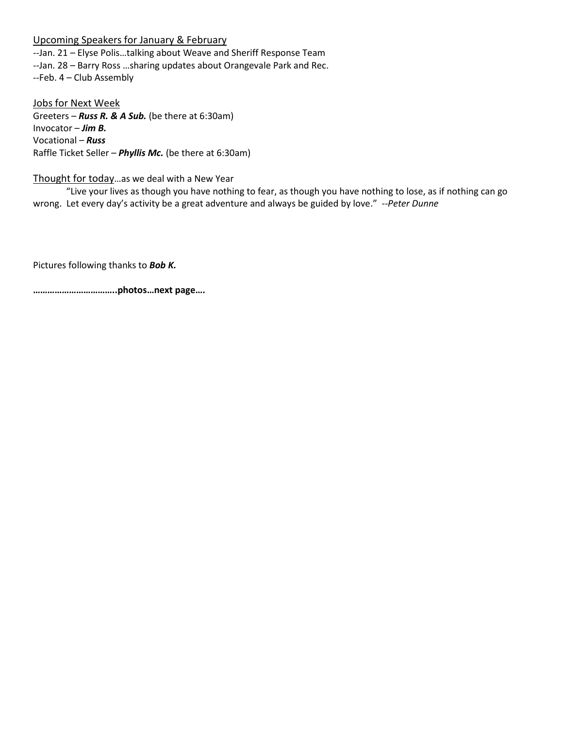Upcoming Speakers for January & February

--Jan. 21 – Elyse Polis…talking about Weave and Sheriff Response Team
--Jan. 28 – Barry Ross …sharing updates about Orangevale Park and Rec.
--Feb. 4 – Club Assembly

Jobs for Next Week

Greeters – ***Russ R. & A Sub.*** (be there at 6:30am)
Invocator – ***Jim B.***
Vocational – ***Russ***
Raffle Ticket Seller – ***Phyllis Mc.*** (be there at 6:30am)

Thought for today…as we deal with a New Year

"Live your lives as though you have nothing to fear, as though you have nothing to lose, as if nothing can go wrong. Let every day's activity be a great adventure and always be guided by love." *--Peter Dunne*

Pictures following thanks to ***Bob K.***

**……………………………..photos…next page….**